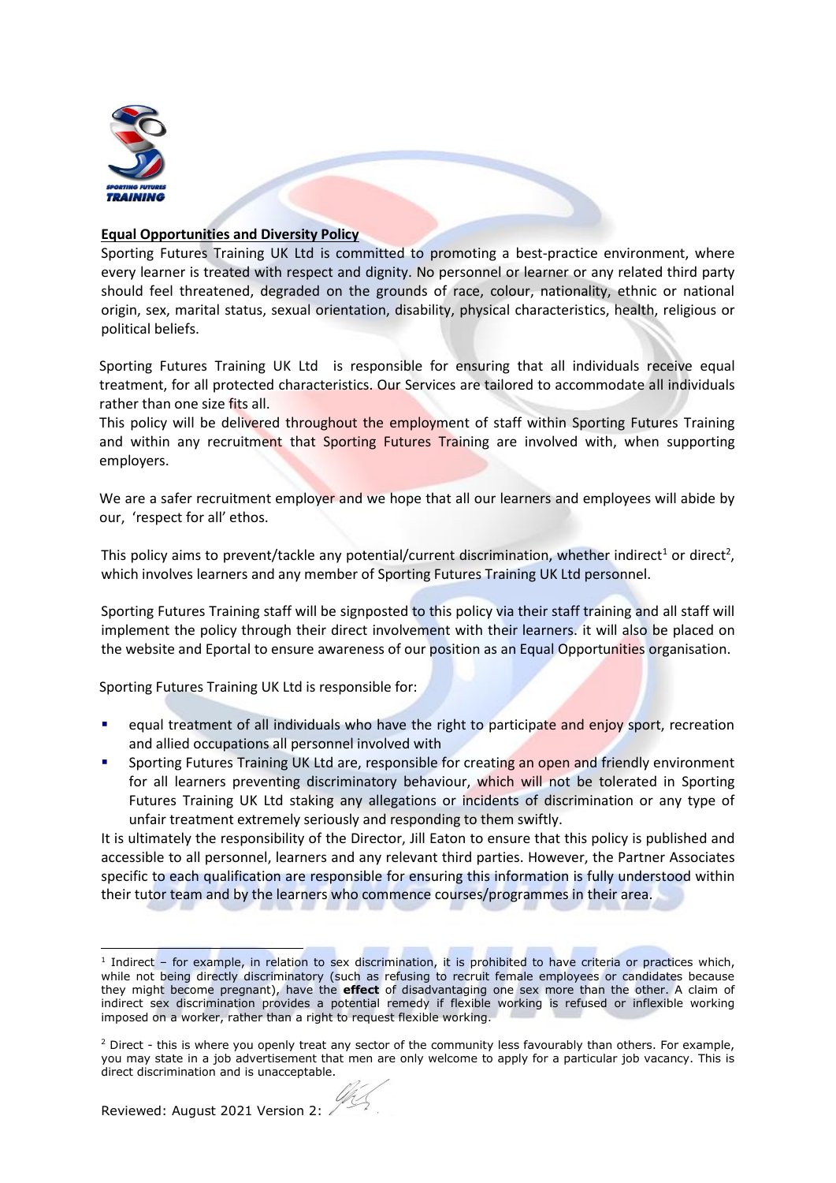**Equal Opportunities and Diversity Policy**

Sporting Futures Training UK Ltd is committed to promoting a best-practice environment, where every learner is treated with respect and dignity. No personnel or learner or any related third party should feel threatened, degraded on the grounds of race, colour, nationality, ethnic or national origin, sex, marital status, sexual orientation, disability, physical characteristics, health, religious or political beliefs.

Sporting Futures Training UK Ltd is responsible for ensuring that all individuals receive equal treatment, for all protected characteristics. Our Services are tailored to accommodate all individuals rather than one size fits all.

This policy will be delivered throughout the employment of staff within Sporting Futures Training and within any recruitment that Sporting Futures Training are involved with, when supporting employers.

We are a safer recruitment employer and we hope that all our learners and employees will abide by our, 'respect for all' ethos.

This policy aims to prevent/tackle any potential/current discrimination, whether indirect[1] or direct[2], which involves learners and any member of Sporting Futures Training UK Ltd personnel.

Sporting Futures Training staff will be signposted to this policy via their staff training and all staff will implement the policy through their direct involvement with their learners. it will also be placed on the website and Eportal to ensure awareness of our position as an Equal Opportunities organisation.

Sporting Futures Training UK Ltd is responsible for:

- equal treatment of all individuals who have the right to participate and enjoy sport, recreation and allied occupations all personnel involved with
- Sporting Futures Training UK Ltd are, responsible for creating an open and friendly environment for all learners preventing discriminatory behaviour, which will not be tolerated in Sporting Futures Training UK Ltd staking any allegations or incidents of discrimination or any type of unfair treatment extremely seriously and responding to them swiftly.

It is ultimately the responsibility of the Director, Jill Eaton to ensure that this policy is published and accessible to all personnel, learners and any relevant third parties. However, the Partner Associates specific to each qualification are responsible for ensuring this information is fully understood within their tutor team and by the learners who commence courses/programmes in their area.

---

[1] Indirect – for example, in relation to sex discrimination, it is prohibited to have criteria or practices which, while not being directly discriminatory (such as refusing to recruit female employees or candidates because they might become pregnant), have the **effect** of disadvantaging one sex more than the other. A claim of indirect sex discrimination provides a potential remedy if flexible working is refused or inflexible working imposed on a worker, rather than a right to request flexible working.

[2] Direct - this is where you openly treat any sector of the community less favourably than others. For example, you may state in a job advertisement that men are only welcome to apply for a particular job vacancy. This is direct discrimination and is unacceptable.

Reviewed: August 2021 Version 2: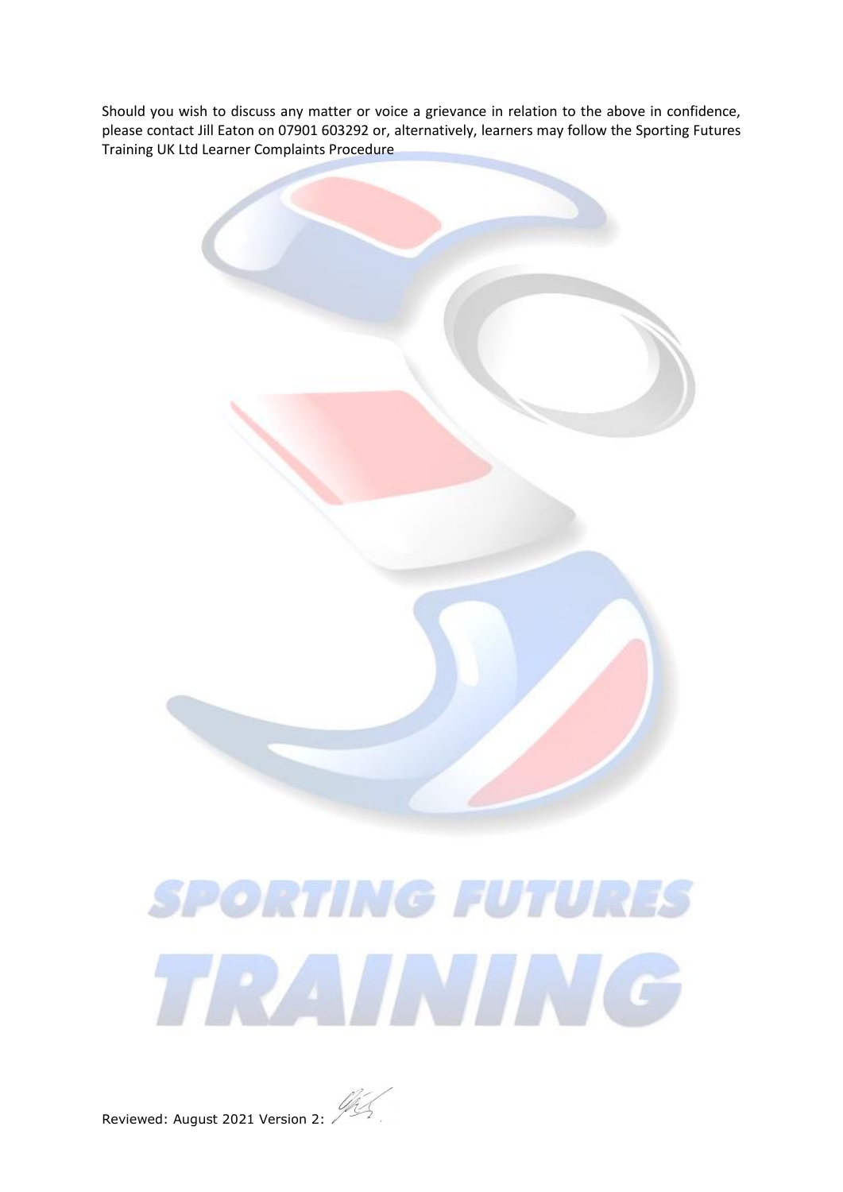Should you wish to discuss any matter or voice a grievance in relation to the above in confidence, please contact Jill Eaton on 07901 603292 or, alternatively, learners may follow the Sporting Futures Training UK Ltd Learner Complaints Procedure

Reviewed: August 2021 Version 2: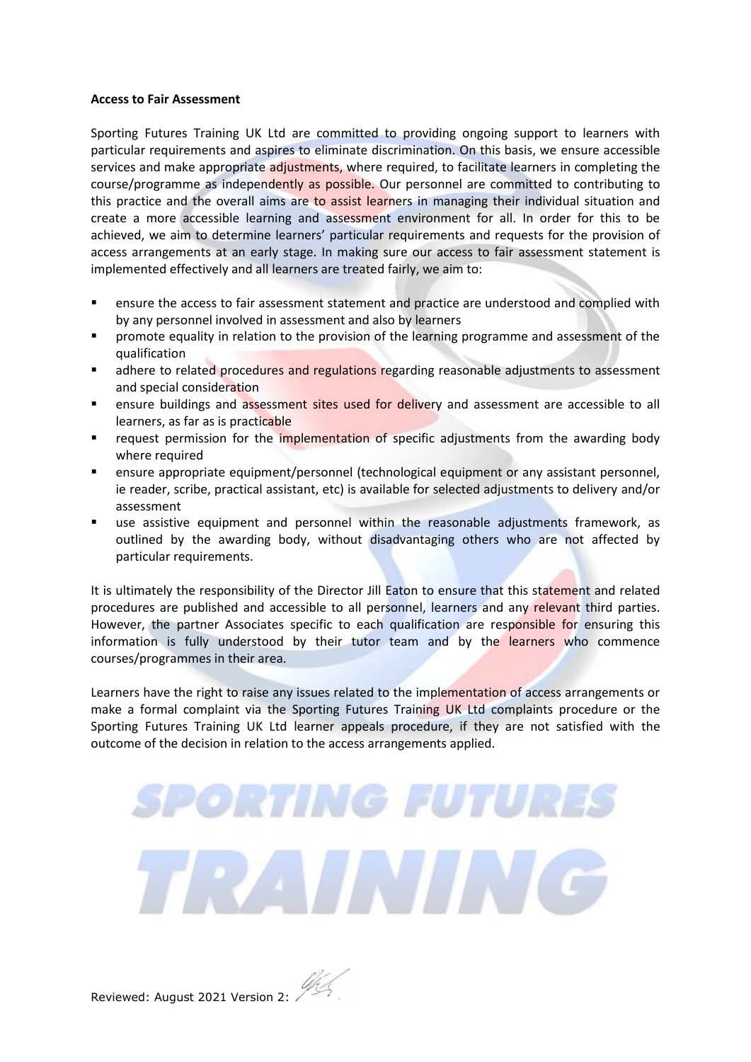**Access to Fair Assessment**

Sporting Futures Training UK Ltd are committed to providing ongoing support to learners with particular requirements and aspires to eliminate discrimination. On this basis, we ensure accessible services and make appropriate adjustments, where required, to facilitate learners in completing the course/programme as independently as possible. Our personnel are committed to contributing to this practice and the overall aims are to assist learners in managing their individual situation and create a more accessible learning and assessment environment for all. In order for this to be achieved, we aim to determine learners' particular requirements and requests for the provision of access arrangements at an early stage. In making sure our access to fair assessment statement is implemented effectively and all learners are treated fairly, we aim to:

- ensure the access to fair assessment statement and practice are understood and complied with by any personnel involved in assessment and also by learners
- promote equality in relation to the provision of the learning programme and assessment of the qualification
- adhere to related procedures and regulations regarding reasonable adjustments to assessment and special consideration
- ensure buildings and assessment sites used for delivery and assessment are accessible to all learners, as far as is practicable
- request permission for the implementation of specific adjustments from the awarding body where required
- ensure appropriate equipment/personnel (technological equipment or any assistant personnel, ie reader, scribe, practical assistant, etc) is available for selected adjustments to delivery and/or assessment
- use assistive equipment and personnel within the reasonable adjustments framework, as outlined by the awarding body, without disadvantaging others who are not affected by particular requirements.

It is ultimately the responsibility of the Director Jill Eaton to ensure that this statement and related procedures are published and accessible to all personnel, learners and any relevant third parties. However, the partner Associates specific to each qualification are responsible for ensuring this information is fully understood by their tutor team and by the learners who commence courses/programmes in their area.

Learners have the right to raise any issues related to the implementation of access arrangements or make a formal complaint via the Sporting Futures Training UK Ltd complaints procedure or the Sporting Futures Training UK Ltd learner appeals procedure, if they are not satisfied with the outcome of the decision in relation to the access arrangements applied.

Reviewed: August 2021 Version 2: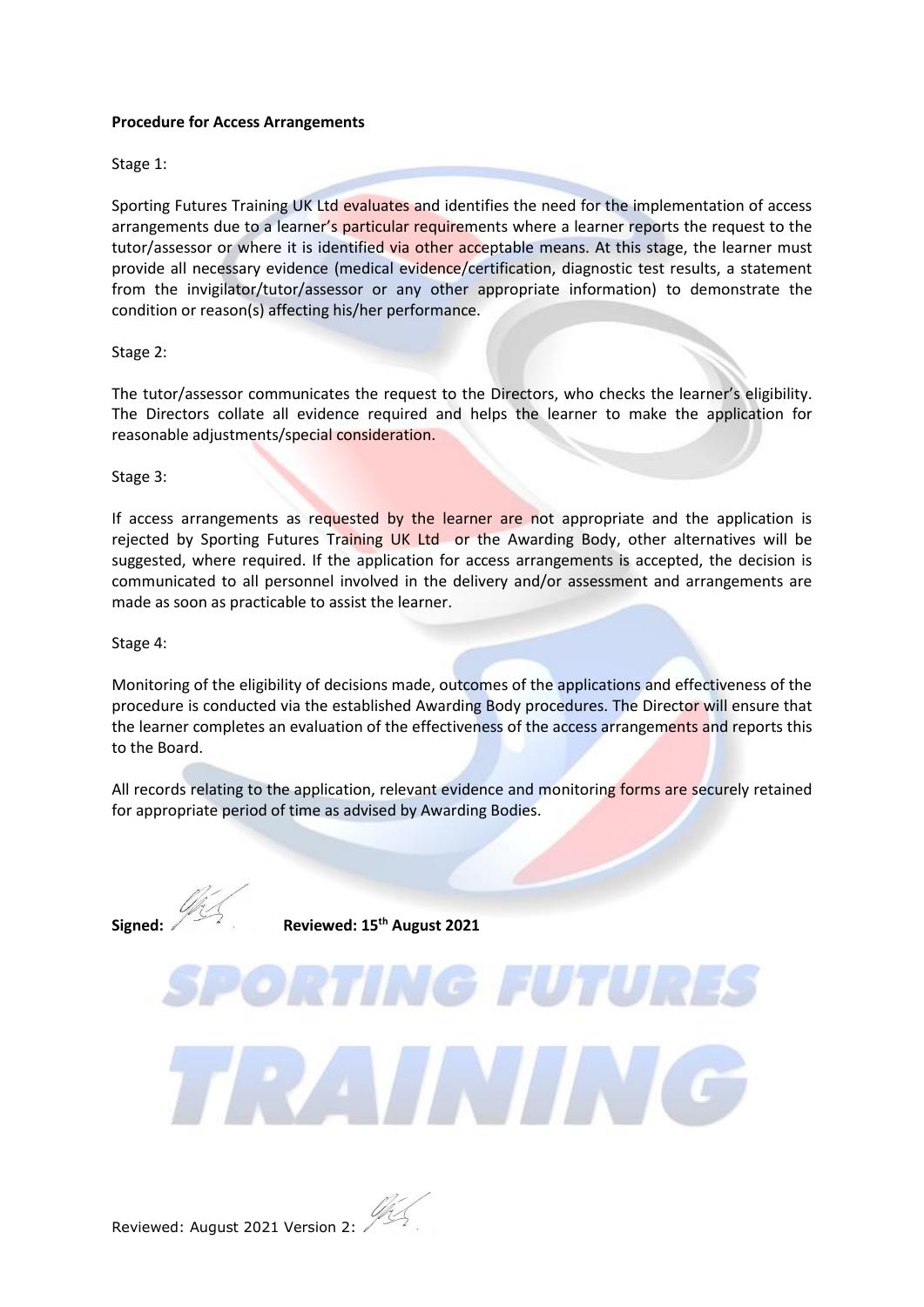**Procedure for Access Arrangements**

Stage 1:

Sporting Futures Training UK Ltd evaluates and identifies the need for the implementation of access arrangements due to a learner's particular requirements where a learner reports the request to the tutor/assessor or where it is identified via other acceptable means. At this stage, the learner must provide all necessary evidence (medical evidence/certification, diagnostic test results, a statement from the invigilator/tutor/assessor or any other appropriate information) to demonstrate the condition or reason(s) affecting his/her performance.

Stage 2:

The tutor/assessor communicates the request to the Directors, who checks the learner's eligibility. The Directors collate all evidence required and helps the learner to make the application for reasonable adjustments/special consideration.

Stage 3:

If access arrangements as requested by the learner are not appropriate and the application is rejected by Sporting Futures Training UK Ltd or the Awarding Body, other alternatives will be suggested, where required. If the application for access arrangements is accepted, the decision is communicated to all personnel involved in the delivery and/or assessment and arrangements are made as soon as practicable to assist the learner.

Stage 4:

Monitoring of the eligibility of decisions made, outcomes of the applications and effectiveness of the procedure is conducted via the established Awarding Body procedures. The Director will ensure that the learner completes an evaluation of the effectiveness of the access arrangements and reports this to the Board.

All records relating to the application, relevant evidence and monitoring forms are securely retained for appropriate period of time as advised by Awarding Bodies.

**Signed:** **Reviewed: 15th August 2021**

Reviewed: August 2021 Version 2: